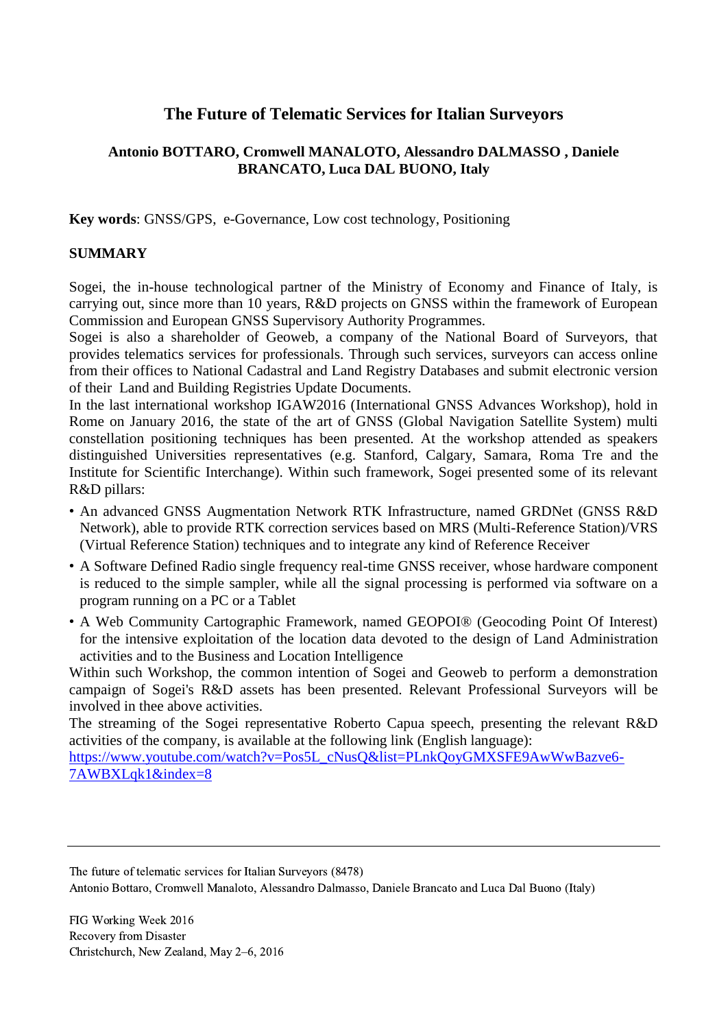# The Future of Telematic Services for Italian Surveyors

**Antonio BOTTARO, Cromwell MANALOTO, Alessandro DALMASSO , Daniele BRANCATO, Luca DAL BUONO, Italy**

**Key words**: GNSS/GPS, e-Governance, Low cost technology, Positioning

## SUMMARY

Sogei, the in-house technological partner of the Ministry of Economy and Finance of Italy, is carrying out, since more than 10 years, R&D projects on GNSS within the framework of European Commission and European GNSS Supervisory Authority Programmes.
Sogei is also a shareholder of Geoweb, a company of the National Board of Surveyors, that provides telematics services for professionals. Through such services, surveyors can access online from their offices to National Cadastral and Land Registry Databases and submit electronic version of their Land and Building Registries Update Documents.
In the last international workshop IGAW2016 (International GNSS Advances Workshop), hold in Rome on January 2016, the state of the art of GNSS (Global Navigation Satellite System) multi constellation positioning techniques has been presented. At the workshop attended as speakers distinguished Universities representatives (e.g. Stanford, Calgary, Samara, Roma Tre and the Institute for Scientific Interchange). Within such framework, Sogei presented some of its relevant R&D pillars:

- An advanced GNSS Augmentation Network RTK Infrastructure, named GRDNet (GNSS R&D Network), able to provide RTK correction services based on MRS (Multi-Reference Station)/VRS (Virtual Reference Station) techniques and to integrate any kind of Reference Receiver
- A Software Defined Radio single frequency real-time GNSS receiver, whose hardware component is reduced to the simple sampler, while all the signal processing is performed via software on a program running on a PC or a Tablet
- A Web Community Cartographic Framework, named GEOPOI® (Geocoding Point Of Interest) for the intensive exploitation of the location data devoted to the design of Land Administration activities and to the Business and Location Intelligence

Within such Workshop, the common intention of Sogei and Geoweb to perform a demonstration campaign of Sogei's R&D assets has been presented. Relevant Professional Surveyors will be involved in thee above activities.
The streaming of the Sogei representative Roberto Capua speech, presenting the relevant R&D activities of the company, is available at the following link (English language):
https://www.youtube.com/watch?v=Pos5L_cNusQ&list=PLnkQoyGMXSFE9AwWwBazve6-7AWBXLqk1&index=8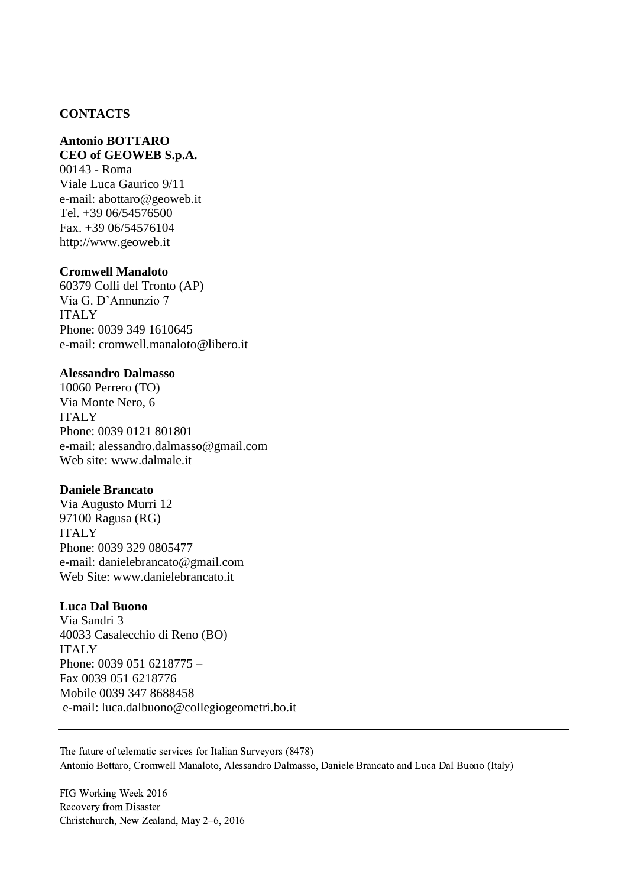## CONTACTS

**Antonio BOTTARO**
**CEO of GEOWEB S.p.A.**
00143 - Roma
Viale Luca Gaurico 9/11
e-mail: abottaro@geoweb.it
Tel. +39 06/54576500
Fax. +39 06/54576104
http://www.geoweb.it

**Cromwell Manaloto**
60379 Colli del Tronto (AP)
Via G. D'Annunzio 7
ITALY
Phone: 0039 349 1610645
e-mail: cromwell.manaloto@libero.it

**Alessandro Dalmasso**
10060 Perrero (TO)
Via Monte Nero, 6
ITALY
Phone: 0039 0121 801801
e-mail: alessandro.dalmasso@gmail.com
Web site: www.dalmale.it

**Daniele Brancato**
Via Augusto Murri 12
97100 Ragusa (RG)
ITALY
Phone: 0039 329 0805477
e-mail: danielebrancato@gmail.com
Web Site: www.danielebrancato.it

**Luca Dal Buono**
Via Sandri 3
40033 Casalecchio di Reno (BO)
ITALY
Phone: 0039 051 6218775 –
Fax 0039 051 6218776
Mobile 0039 347 8688458
e-mail: luca.dalbuono@collegiogeometri.bo.it